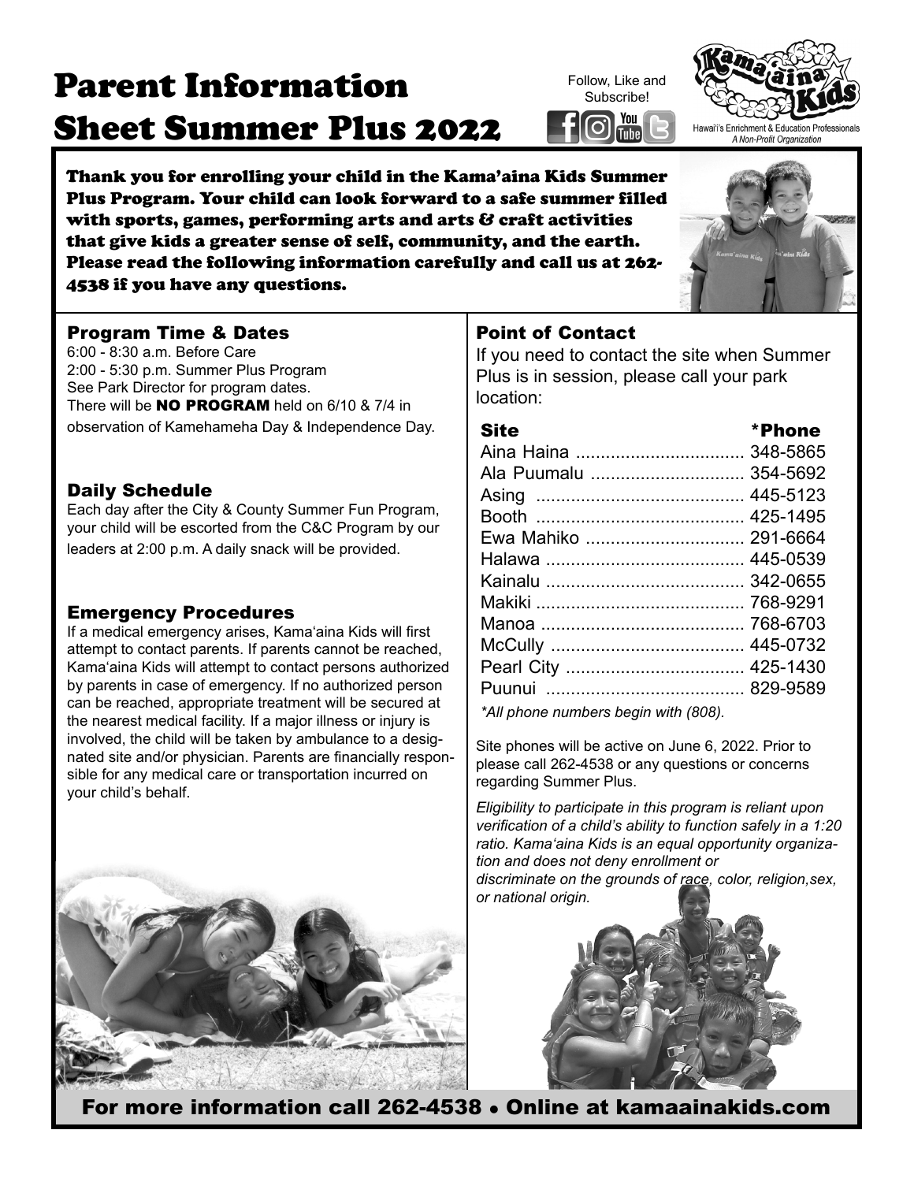# Parent Information Sheet Summer Plus 2022

Follow, Like and Subscribe!

Kama'aina Kids
Hawai'i's Enrichment & Education Professionals
*A Non-Profit Organization*

**Thank you for enrolling your child in the Kama'aina Kids Summer Plus Program. Your child can look forward to a safe summer filled with sports, games, performing arts and arts & craft activities that give kids a greater sense of self, community, and the earth. Please read the following information carefully and call us at 262-4538 if you have any questions.**

## Program Time & Dates

6:00 - 8:30 a.m. Before Care
2:00 - 5:30 p.m. Summer Plus Program
See Park Director for program dates.
There will be **NO PROGRAM** held on 6/10 & 7/4 in observation of Kamehameha Day & Independence Day.

## Daily Schedule

Each day after the City & County Summer Fun Program, your child will be escorted from the C&C Program by our leaders at 2:00 p.m. A daily snack will be provided.

## Emergency Procedures

If a medical emergency arises, Kama'aina Kids will first attempt to contact parents. If parents cannot be reached, Kama'aina Kids will attempt to contact persons authorized by parents in case of emergency. If no authorized person can be reached, appropriate treatment will be secured at the nearest medical facility. If a major illness or injury is involved, the child will be taken by ambulance to a designated site and/or physician. Parents are financially responsible for any medical care or transportation incurred on your child's behalf.

## Point of Contact

If you need to contact the site when Summer Plus is in session, please call your park location:

| Site | *Phone |
| --- | --- |
| Aina Haina | 348-5865 |
| Ala Puumalu | 354-5692 |
| Asing | 445-5123 |
| Booth | 425-1495 |
| Ewa Mahiko | 291-6664 |
| Halawa | 445-0539 |
| Kainalu | 342-0655 |
| Makiki | 768-9291 |
| Manoa | 768-6703 |
| McCully | 445-0732 |
| Pearl City | 425-1430 |
| Puunui | 829-9589 |

*\*All phone numbers begin with (808).*

Site phones will be active on June 6, 2022. Prior to please call 262-4538 or any questions or concerns regarding Summer Plus.

*Eligibility to participate in this program is reliant upon verification of a child's ability to function safely in a 1:20 ratio. Kama'aina Kids is an equal opportunity organization and does not deny enrollment or discriminate on the grounds of race, color, religion,sex, or national origin.*

**For more information call 262-4538 • Online at kamaainakids.com**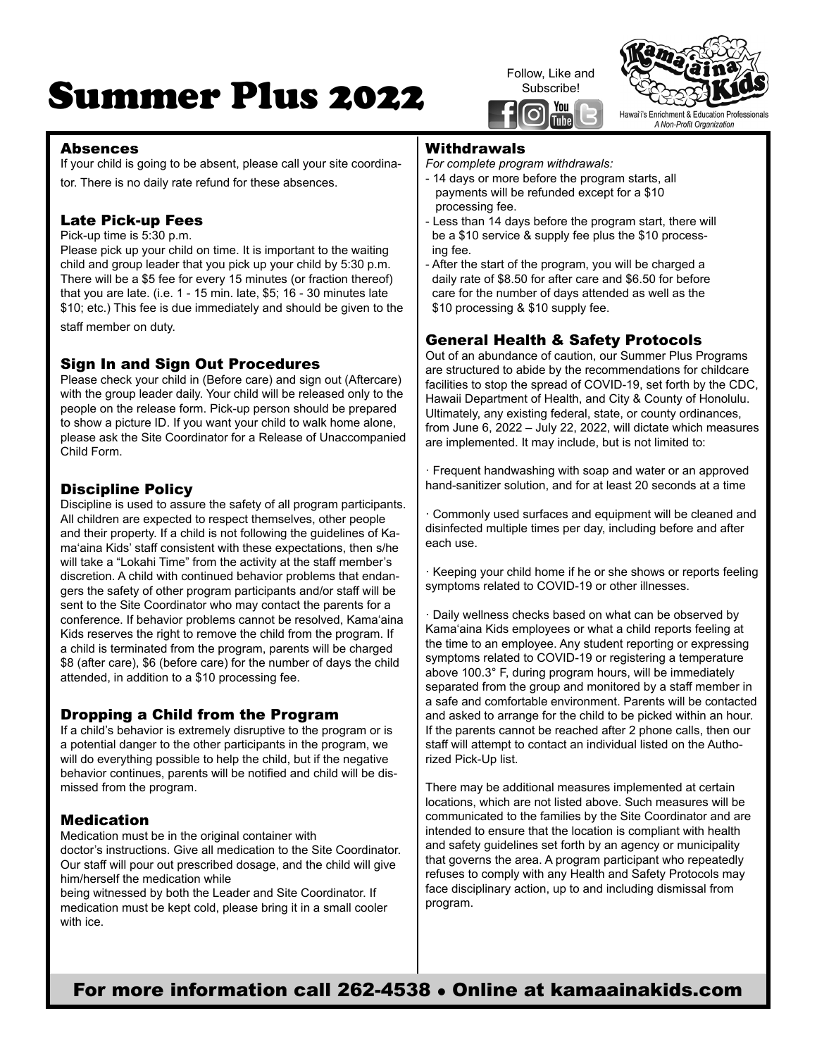# Summer Plus 2022

Follow, Like and Subscribe!

Hawai'i's Enrichment & Education Professionals
*A Non-Profit Organization*

## Absences

If your child is going to be absent, please call your site coordinator. There is no daily rate refund for these absences.

## Late Pick-up Fees

Pick-up time is 5:30 p.m.

Please pick up your child on time. It is important to the waiting child and group leader that you pick up your child by 5:30 p.m. There will be a $5 fee for every 15 minutes (or fraction thereof) that you are late. (i.e. 1 - 15 min. late, $5; 16 - 30 minutes late $10; etc.) This fee is due immediately and should be given to the staff member on duty.

## Sign In and Sign Out Procedures

Please check your child in (Before care) and sign out (Aftercare) with the group leader daily. Your child will be released only to the people on the release form. Pick-up person should be prepared to show a picture ID. If you want your child to walk home alone, please ask the Site Coordinator for a Release of Unaccompanied Child Form.

## Discipline Policy

Discipline is used to assure the safety of all program participants. All children are expected to respect themselves, other people and their property. If a child is not following the guidelines of Kama'aina Kids' staff consistent with these expectations, then s/he will take a "Lokahi Time" from the activity at the staff member's discretion. A child with continued behavior problems that endangers the safety of other program participants and/or staff will be sent to the Site Coordinator who may contact the parents for a conference. If behavior problems cannot be resolved, Kama'aina Kids reserves the right to remove the child from the program. If a child is terminated from the program, parents will be charged $8 (after care), $6 (before care) for the number of days the child attended, in addition to a $10 processing fee.

## Dropping a Child from the Program

If a child's behavior is extremely disruptive to the program or is a potential danger to the other participants in the program, we will do everything possible to help the child, but if the negative behavior continues, parents will be notified and child will be dismissed from the program.

## Medication

Medication must be in the original container with doctor's instructions. Give all medication to the Site Coordinator. Our staff will pour out prescribed dosage, and the child will give him/herself the medication while being witnessed by both the Leader and Site Coordinator. If medication must be kept cold, please bring it in a small cooler with ice.

## Withdrawals

*For complete program withdrawals:*

- 14 days or more before the program starts, all payments will be refunded except for a $10 processing fee.
- Less than 14 days before the program start, there will be a $10 service & supply fee plus the $10 processing fee.
- After the start of the program, you will be charged a daily rate of $8.50 for after care and $6.50 for before care for the number of days attended as well as the $10 processing & $10 supply fee.

## General Health & Safety Protocols

Out of an abundance of caution, our Summer Plus Programs are structured to abide by the recommendations for childcare facilities to stop the spread of COVID-19, set forth by the CDC, Hawaii Department of Health, and City & County of Honolulu. Ultimately, any existing federal, state, or county ordinances, from June 6, 2022 – July 22, 2022, will dictate which measures are implemented. It may include, but is not limited to:

· Frequent handwashing with soap and water or an approved hand-sanitizer solution, and for at least 20 seconds at a time

· Commonly used surfaces and equipment will be cleaned and disinfected multiple times per day, including before and after each use.

· Keeping your child home if he or she shows or reports feeling symptoms related to COVID-19 or other illnesses.

· Daily wellness checks based on what can be observed by Kama'aina Kids employees or what a child reports feeling at the time to an employee. Any student reporting or expressing symptoms related to COVID-19 or registering a temperature above 100.3° F, during program hours, will be immediately separated from the group and monitored by a staff member in a safe and comfortable environment. Parents will be contacted and asked to arrange for the child to be picked within an hour. If the parents cannot be reached after 2 phone calls, then our staff will attempt to contact an individual listed on the Authorized Pick-Up list.

There may be additional measures implemented at certain locations, which are not listed above. Such measures will be communicated to the families by the Site Coordinator and are intended to ensure that the location is compliant with health and safety guidelines set forth by an agency or municipality that governs the area. A program participant who repeatedly refuses to comply with any Health and Safety Protocols may face disciplinary action, up to and including dismissal from program.

**For more information call 262-4538 • Online at kamaainakids.com**